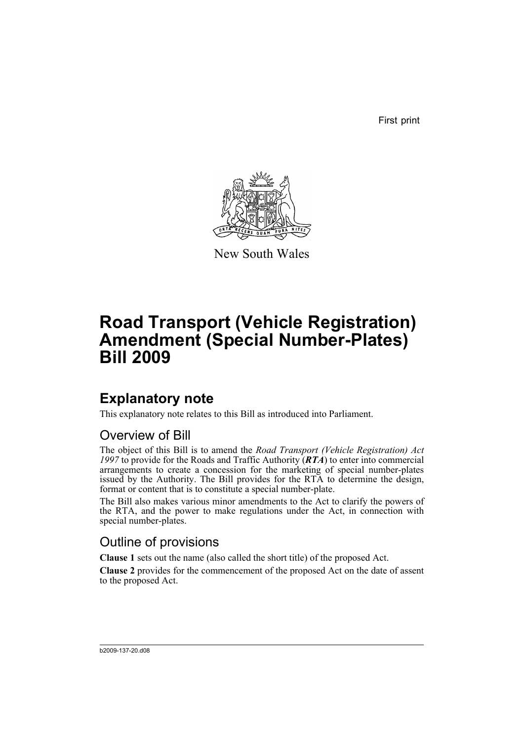First print

New South Wales

# Road Transport (Vehicle Registration) Amendment (Special Number-Plates) Bill 2009

## Explanatory note

This explanatory note relates to this Bill as introduced into Parliament.

### Overview of Bill

The object of this Bill is to amend the *Road Transport (Vehicle Registration) Act 1997* to provide for the Roads and Traffic Authority (***RTA***) to enter into commercial arrangements to create a concession for the marketing of special number-plates issued by the Authority. The Bill provides for the RTA to determine the design, format or content that is to constitute a special number-plate.

The Bill also makes various minor amendments to the Act to clarify the powers of the RTA, and the power to make regulations under the Act, in connection with special number-plates.

### Outline of provisions

**Clause 1** sets out the name (also called the short title) of the proposed Act.

**Clause 2** provides for the commencement of the proposed Act on the date of assent to the proposed Act.

b2009-137-20.d08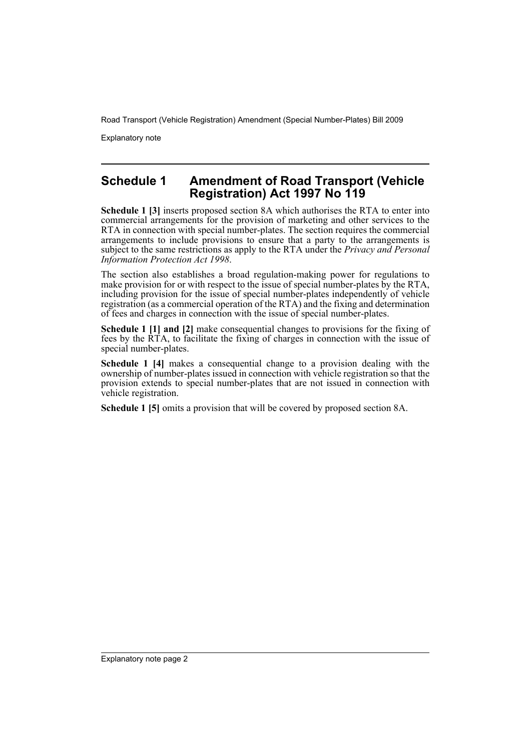## Schedule 1 Amendment of Road Transport (Vehicle Registration) Act 1997 No 119

**Schedule 1 [3]** inserts proposed section 8A which authorises the RTA to enter into commercial arrangements for the provision of marketing and other services to the RTA in connection with special number-plates. The section requires the commercial arrangements to include provisions to ensure that a party to the arrangements is subject to the same restrictions as apply to the RTA under the *Privacy and Personal Information Protection Act 1998*.

The section also establishes a broad regulation-making power for regulations to make provision for or with respect to the issue of special number-plates by the RTA, including provision for the issue of special number-plates independently of vehicle registration (as a commercial operation of the RTA) and the fixing and determination of fees and charges in connection with the issue of special number-plates.

**Schedule 1 [1] and [2]** make consequential changes to provisions for the fixing of fees by the RTA, to facilitate the fixing of charges in connection with the issue of special number-plates.

**Schedule 1 [4]** makes a consequential change to a provision dealing with the ownership of number-plates issued in connection with vehicle registration so that the provision extends to special number-plates that are not issued in connection with vehicle registration.

**Schedule 1 [5]** omits a provision that will be covered by proposed section 8A.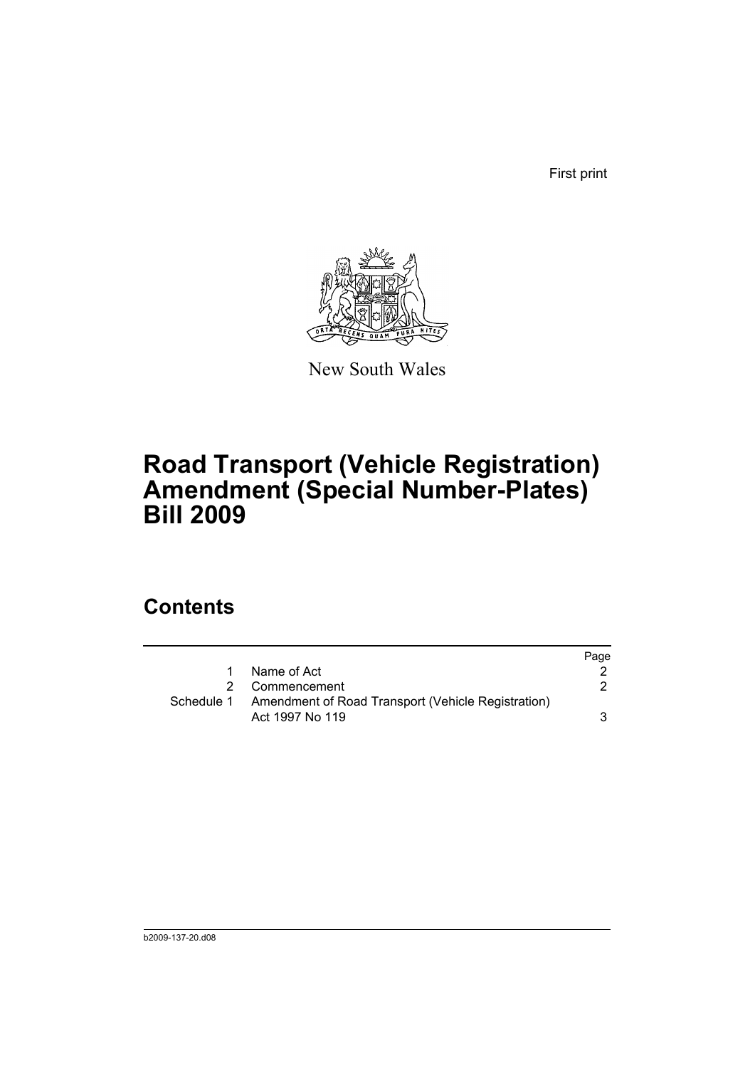First print

New South Wales

# Road Transport (Vehicle Registration) Amendment (Special Number-Plates) Bill 2009

## Contents

| | | Page |
|---|---|---|
| 1 | Name of Act | 2 |
| 2 | Commencement | 2 |
| Schedule 1 | Amendment of Road Transport (Vehicle Registration) Act 1997 No 119 | 3 |

b2009-137-20.d08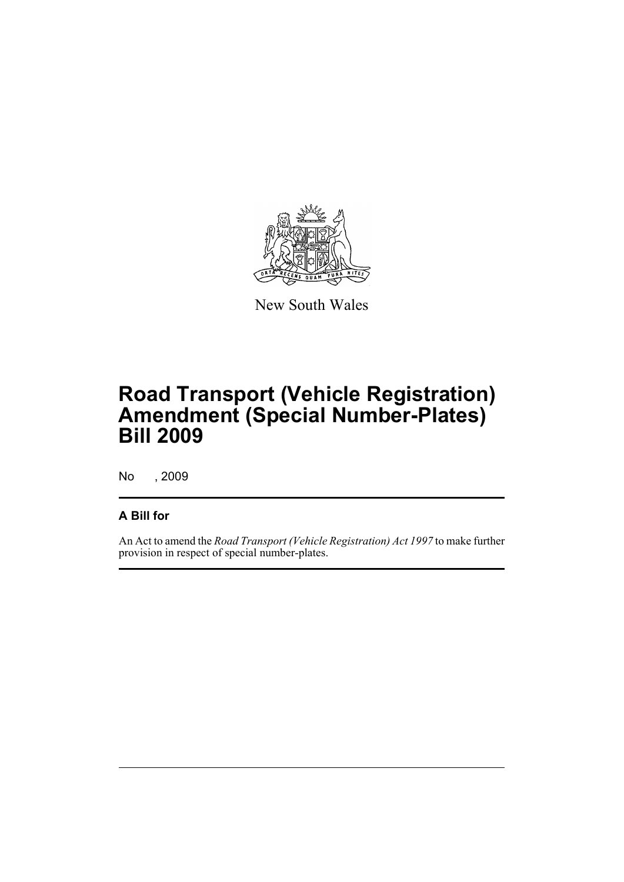New South Wales

# Road Transport (Vehicle Registration) Amendment (Special Number-Plates) Bill 2009

No , 2009

## A Bill for

An Act to amend the *Road Transport (Vehicle Registration) Act 1997* to make further provision in respect of special number-plates.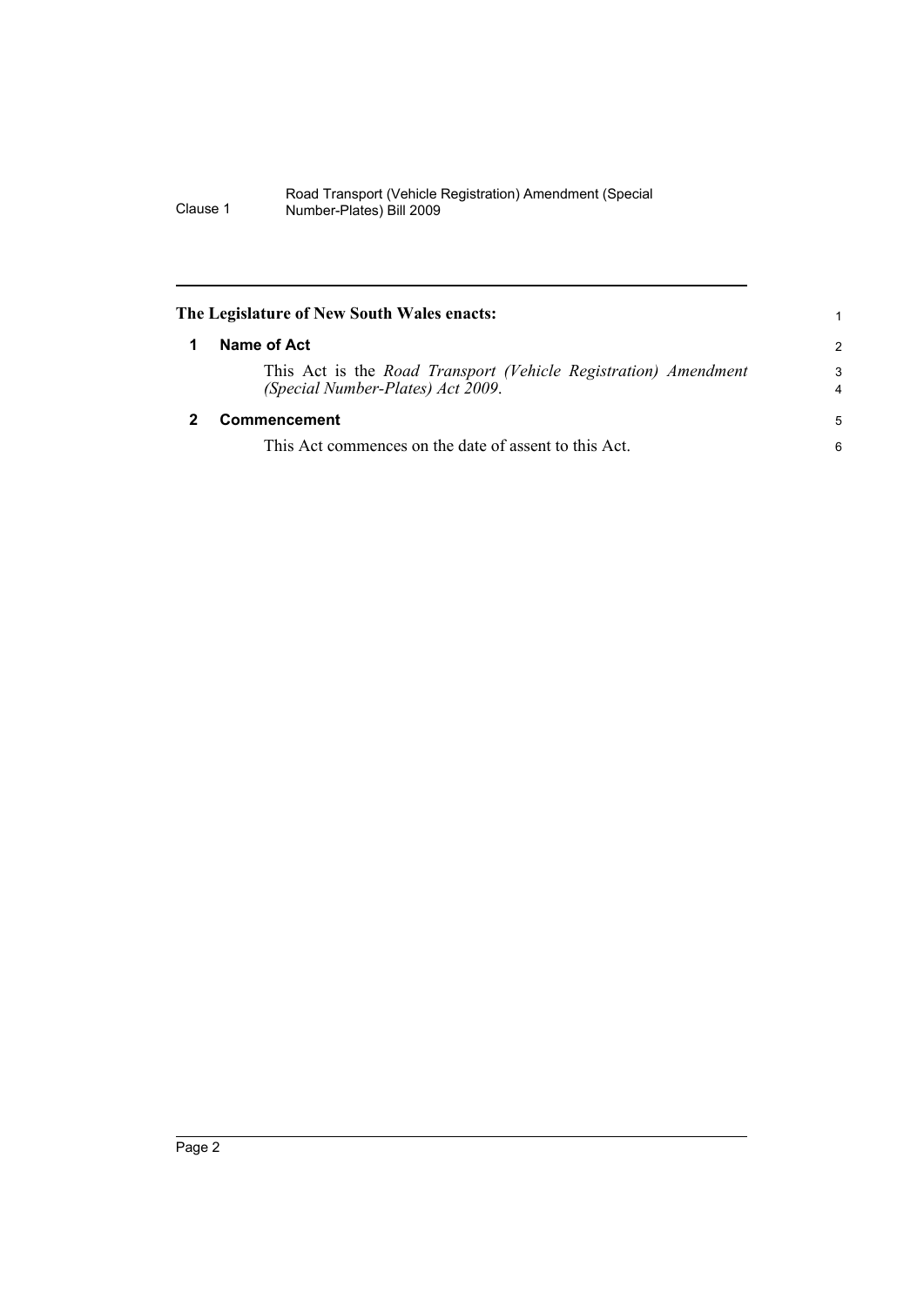## The Legislature of New South Wales enacts:

### 1 Name of Act

This Act is the *Road Transport (Vehicle Registration) Amendment (Special Number-Plates) Act 2009*.

### 2 Commencement

This Act commences on the date of assent to this Act.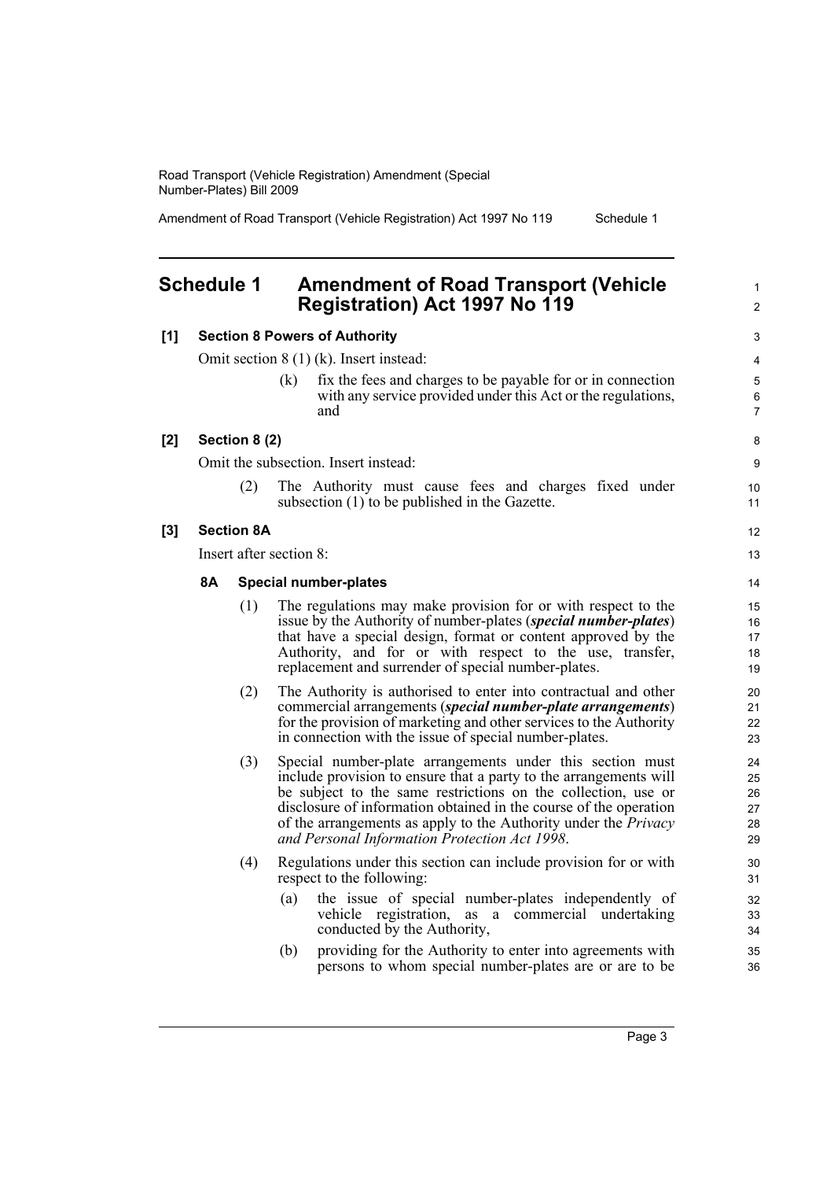## Schedule 1 Amendment of Road Transport (Vehicle Registration) Act 1997 No 119

**[1] Section 8 Powers of Authority**

Omit section 8 (1) (k). Insert instead:

(k) fix the fees and charges to be payable for or in connection with any service provided under this Act or the regulations, and

**[2] Section 8 (2)**

Omit the subsection. Insert instead:

(2) The Authority must cause fees and charges fixed under subsection (1) to be published in the Gazette.

**[3] Section 8A**

Insert after section 8:

**8A Special number-plates**

(1) The regulations may make provision for or with respect to the issue by the Authority of number-plates (***special number-plates***) that have a special design, format or content approved by the Authority, and for or with respect to the use, transfer, replacement and surrender of special number-plates.

(2) The Authority is authorised to enter into contractual and other commercial arrangements (***special number-plate arrangements***) for the provision of marketing and other services to the Authority in connection with the issue of special number-plates.

(3) Special number-plate arrangements under this section must include provision to ensure that a party to the arrangements will be subject to the same restrictions on the collection, use or disclosure of information obtained in the course of the operation of the arrangements as apply to the Authority under the *Privacy and Personal Information Protection Act 1998*.

(4) Regulations under this section can include provision for or with respect to the following:

(a) the issue of special number-plates independently of vehicle registration, as a commercial undertaking conducted by the Authority,

(b) providing for the Authority to enter into agreements with persons to whom special number-plates are or are to be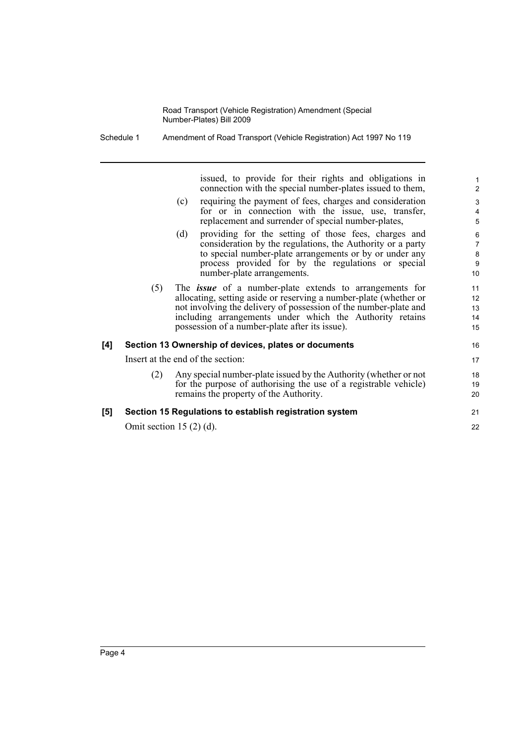issued, to provide for their rights and obligations in connection with the special number-plates issued to them,

(c) requiring the payment of fees, charges and consideration for or in connection with the issue, use, transfer, replacement and surrender of special number-plates,

(d) providing for the setting of those fees, charges and consideration by the regulations, the Authority or a party to special number-plate arrangements or by or under any process provided for by the regulations or special number-plate arrangements.

(5) The ***issue*** of a number-plate extends to arrangements for allocating, setting aside or reserving a number-plate (whether or not involving the delivery of possession of the number-plate and including arrangements under which the Authority retains possession of a number-plate after its issue).

### [4] Section 13 Ownership of devices, plates or documents

Insert at the end of the section:

(2) Any special number-plate issued by the Authority (whether or not for the purpose of authorising the use of a registrable vehicle) remains the property of the Authority.

### [5] Section 15 Regulations to establish registration system

Omit section 15 (2) (d).